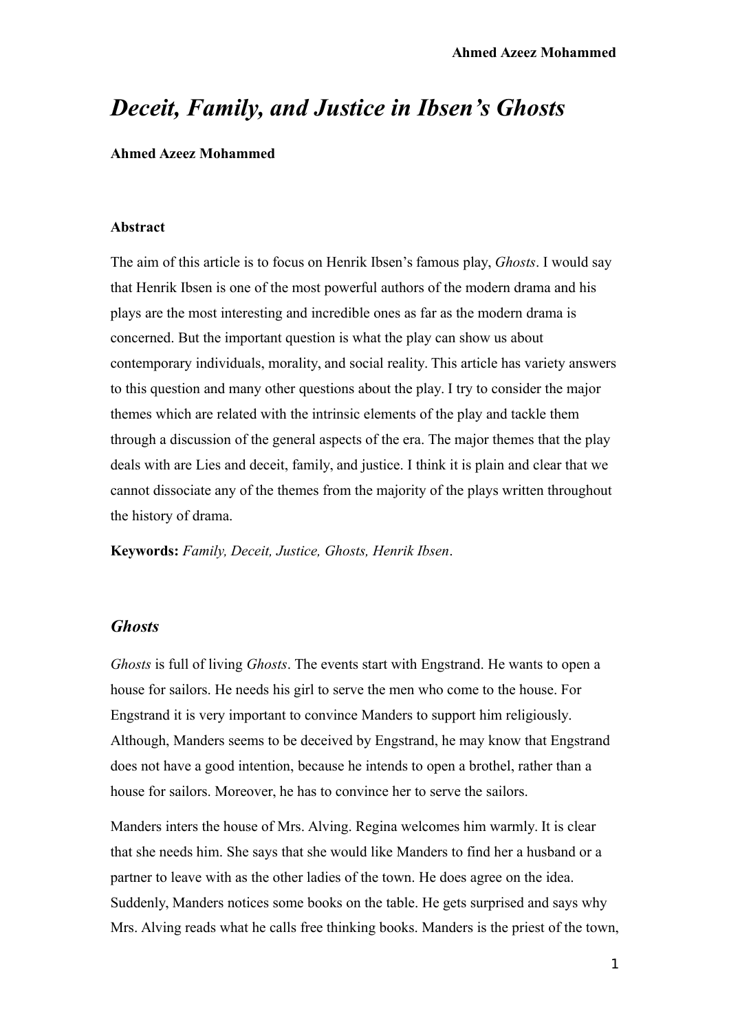# *Deceit, Family, and Justice in Ibsen's Ghosts*

**Ahmed Azeez Mohammed**

**Abstract**

The aim of this article is to focus on Henrik Ibsen's famous play, *Ghosts*. I would say that Henrik Ibsen is one of the most powerful authors of the modern drama and his plays are the most interesting and incredible ones as far as the modern drama is concerned. But the important question is what the play can show us about contemporary individuals, morality, and social reality. This article has variety answers to this question and many other questions about the play. I try to consider the major themes which are related with the intrinsic elements of the play and tackle them through a discussion of the general aspects of the era. The major themes that the play deals with are Lies and deceit, family, and justice. I think it is plain and clear that we cannot dissociate any of the themes from the majority of the plays written throughout the history of drama.

**Keywords:** *Family, Deceit, Justice, Ghosts, Henrik Ibsen*.

## *Ghosts*

*Ghosts* is full of living *Ghosts*. The events start with Engstrand. He wants to open a house for sailors. He needs his girl to serve the men who come to the house. For Engstrand it is very important to convince Manders to support him religiously. Although, Manders seems to be deceived by Engstrand, he may know that Engstrand does not have a good intention, because he intends to open a brothel, rather than a house for sailors. Moreover, he has to convince her to serve the sailors.

Manders inters the house of Mrs. Alving. Regina welcomes him warmly. It is clear that she needs him. She says that she would like Manders to find her a husband or a partner to leave with as the other ladies of the town. He does agree on the idea. Suddenly, Manders notices some books on the table. He gets surprised and says why Mrs. Alving reads what he calls free thinking books. Manders is the priest of the town,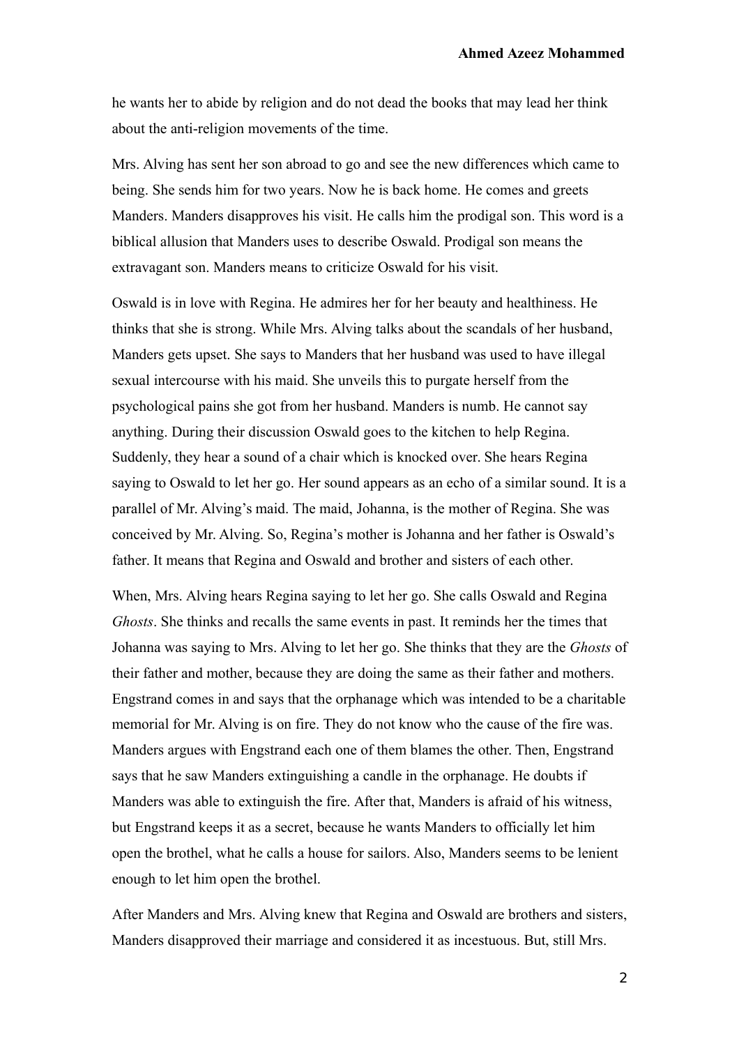he wants her to abide by religion and do not dead the books that may lead her think about the anti-religion movements of the time.

Mrs. Alving has sent her son abroad to go and see the new differences which came to being. She sends him for two years. Now he is back home. He comes and greets Manders. Manders disapproves his visit. He calls him the prodigal son. This word is a biblical allusion that Manders uses to describe Oswald. Prodigal son means the extravagant son. Manders means to criticize Oswald for his visit.

Oswald is in love with Regina. He admires her for her beauty and healthiness. He thinks that she is strong. While Mrs. Alving talks about the scandals of her husband, Manders gets upset. She says to Manders that her husband was used to have illegal sexual intercourse with his maid. She unveils this to purgate herself from the psychological pains she got from her husband. Manders is numb. He cannot say anything. During their discussion Oswald goes to the kitchen to help Regina. Suddenly, they hear a sound of a chair which is knocked over. She hears Regina saying to Oswald to let her go. Her sound appears as an echo of a similar sound. It is a parallel of Mr. Alving's maid. The maid, Johanna, is the mother of Regina. She was conceived by Mr. Alving. So, Regina's mother is Johanna and her father is Oswald's father. It means that Regina and Oswald and brother and sisters of each other.

When, Mrs. Alving hears Regina saying to let her go. She calls Oswald and Regina *Ghosts*. She thinks and recalls the same events in past. It reminds her the times that Johanna was saying to Mrs. Alving to let her go. She thinks that they are the *Ghosts* of their father and mother, because they are doing the same as their father and mothers. Engstrand comes in and says that the orphanage which was intended to be a charitable memorial for Mr. Alving is on fire. They do not know who the cause of the fire was. Manders argues with Engstrand each one of them blames the other. Then, Engstrand says that he saw Manders extinguishing a candle in the orphanage. He doubts if Manders was able to extinguish the fire. After that, Manders is afraid of his witness, but Engstrand keeps it as a secret, because he wants Manders to officially let him open the brothel, what he calls a house for sailors. Also, Manders seems to be lenient enough to let him open the brothel.

After Manders and Mrs. Alving knew that Regina and Oswald are brothers and sisters, Manders disapproved their marriage and considered it as incestuous. But, still Mrs.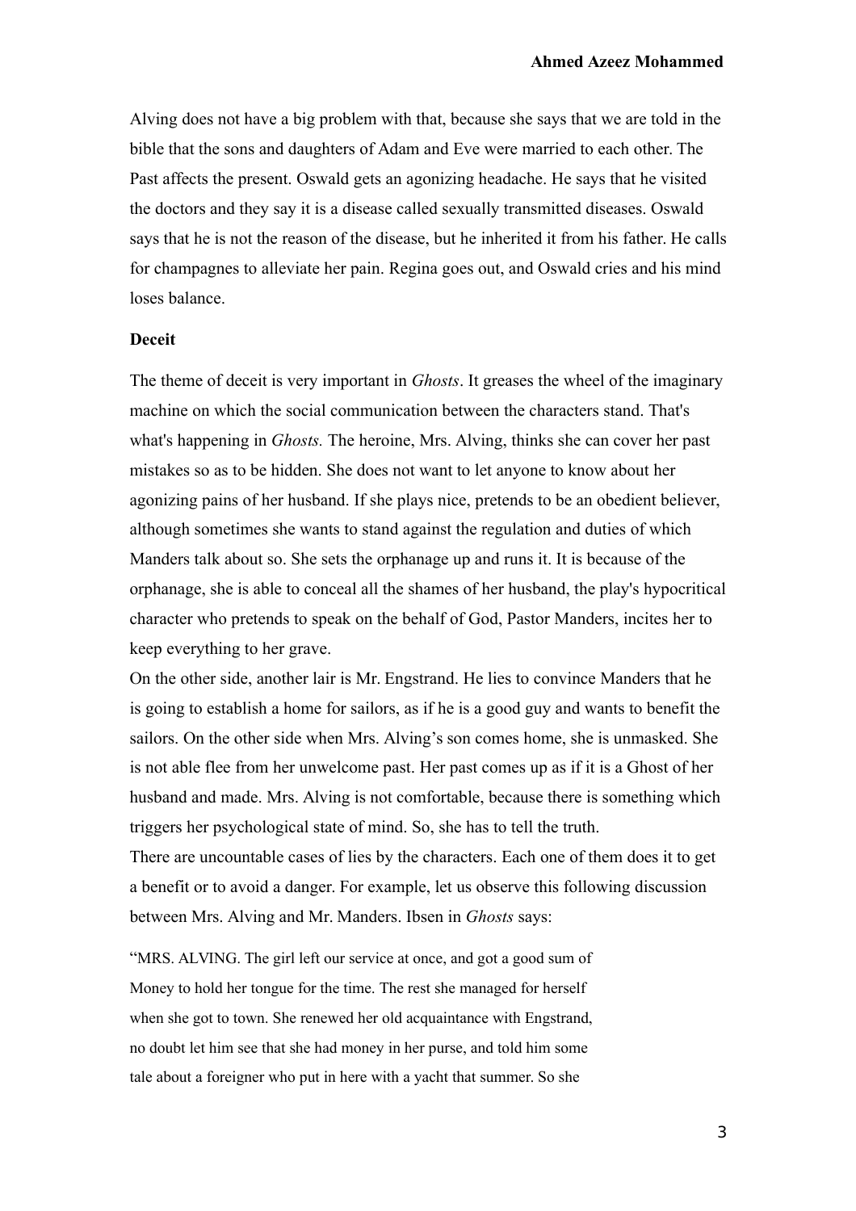Alving does not have a big problem with that, because she says that we are told in the bible that the sons and daughters of Adam and Eve were married to each other. The Past affects the present. Oswald gets an agonizing headache. He says that he visited the doctors and they say it is a disease called sexually transmitted diseases. Oswald says that he is not the reason of the disease, but he inherited it from his father. He calls for champagnes to alleviate her pain. Regina goes out, and Oswald cries and his mind loses balance.

**Deceit**

The theme of deceit is very important in *Ghosts*. It greases the wheel of the imaginary machine on which the social communication between the characters stand. That's what's happening in *Ghosts.* The heroine, Mrs. Alving, thinks she can cover her past mistakes so as to be hidden. She does not want to let anyone to know about her agonizing pains of her husband. If she plays nice, pretends to be an obedient believer, although sometimes she wants to stand against the regulation and duties of which Manders talk about so. She sets the orphanage up and runs it. It is because of the orphanage, she is able to conceal all the shames of her husband, the play's hypocritical character who pretends to speak on the behalf of God, Pastor Manders, incites her to keep everything to her grave.

On the other side, another lair is Mr. Engstrand. He lies to convince Manders that he is going to establish a home for sailors, as if he is a good guy and wants to benefit the sailors. On the other side when Mrs. Alving's son comes home, she is unmasked. She is not able flee from her unwelcome past. Her past comes up as if it is a Ghost of her husband and made. Mrs. Alving is not comfortable, because there is something which triggers her psychological state of mind. So, she has to tell the truth.

There are uncountable cases of lies by the characters. Each one of them does it to get a benefit or to avoid a danger. For example, let us observe this following discussion between Mrs. Alving and Mr. Manders. Ibsen in *Ghosts* says:

"MRS. ALVING. The girl left our service at once, and got a good sum of Money to hold her tongue for the time. The rest she managed for herself when she got to town. She renewed her old acquaintance with Engstrand, no doubt let him see that she had money in her purse, and told him some tale about a foreigner who put in here with a yacht that summer. So she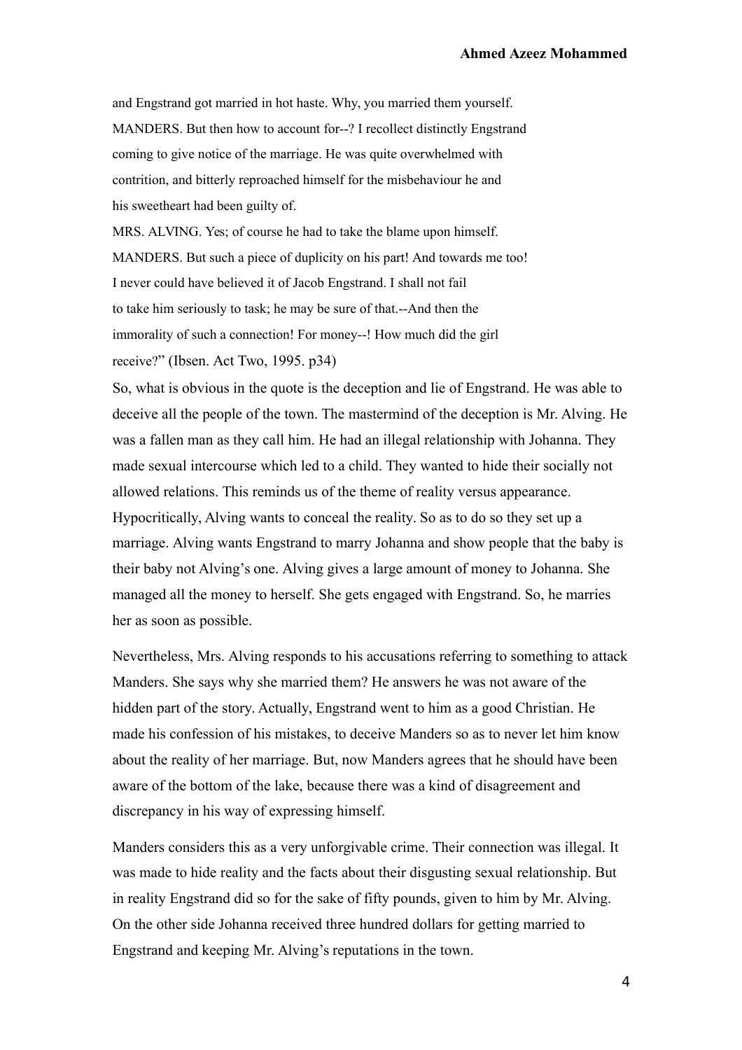and Engstrand got married in hot haste. Why, you married them yourself.
MANDERS. But then how to account for--? I recollect distinctly Engstrand
coming to give notice of the marriage. He was quite overwhelmed with
contrition, and bitterly reproached himself for the misbehaviour he and
his sweetheart had been guilty of.
MRS. ALVING. Yes; of course he had to take the blame upon himself.
MANDERS. But such a piece of duplicity on his part! And towards me too!
I never could have believed it of Jacob Engstrand. I shall not fail
to take him seriously to task; he may be sure of that.--And then the
immorality of such a connection! For money--! How much did the girl
receive?" (Ibsen. Act Two, 1995. p34)

So, what is obvious in the quote is the deception and lie of Engstrand. He was able to deceive all the people of the town. The mastermind of the deception is Mr. Alving. He was a fallen man as they call him. He had an illegal relationship with Johanna. They made sexual intercourse which led to a child. They wanted to hide their socially not allowed relations. This reminds us of the theme of reality versus appearance. Hypocritically, Alving wants to conceal the reality. So as to do so they set up a marriage. Alving wants Engstrand to marry Johanna and show people that the baby is their baby not Alving's one. Alving gives a large amount of money to Johanna. She managed all the money to herself. She gets engaged with Engstrand. So, he marries her as soon as possible.

Nevertheless, Mrs. Alving responds to his accusations referring to something to attack Manders. She says why she married them? He answers he was not aware of the hidden part of the story. Actually, Engstrand went to him as a good Christian. He made his confession of his mistakes, to deceive Manders so as to never let him know about the reality of her marriage. But, now Manders agrees that he should have been aware of the bottom of the lake, because there was a kind of disagreement and discrepancy in his way of expressing himself.

Manders considers this as a very unforgivable crime. Their connection was illegal. It was made to hide reality and the facts about their disgusting sexual relationship. But in reality Engstrand did so for the sake of fifty pounds, given to him by Mr. Alving. On the other side Johanna received three hundred dollars for getting married to Engstrand and keeping Mr. Alving's reputations in the town.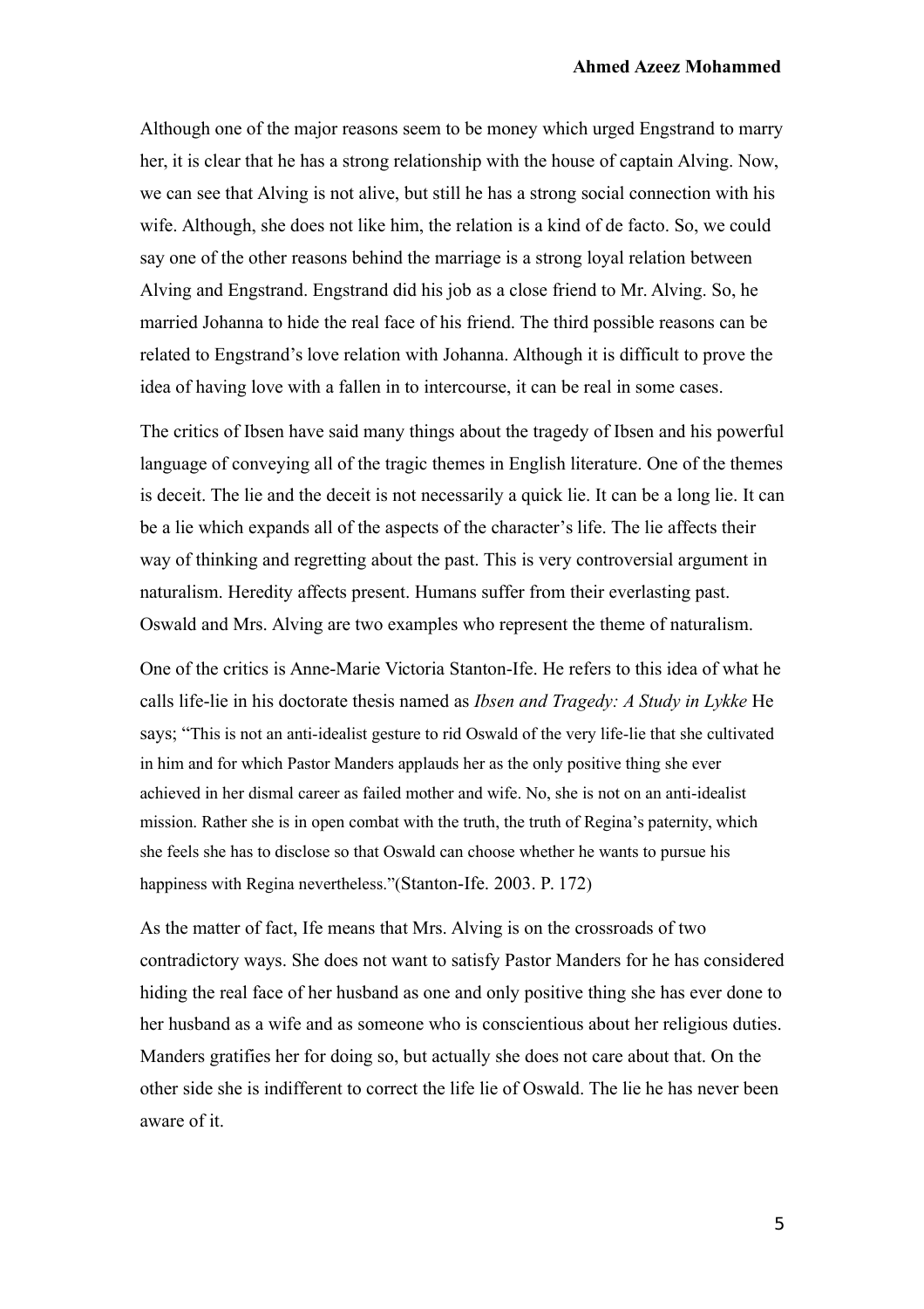Although one of the major reasons seem to be money which urged Engstrand to marry her, it is clear that he has a strong relationship with the house of captain Alving. Now, we can see that Alving is not alive, but still he has a strong social connection with his wife. Although, she does not like him, the relation is a kind of de facto. So, we could say one of the other reasons behind the marriage is a strong loyal relation between Alving and Engstrand. Engstrand did his job as a close friend to Mr. Alving. So, he married Johanna to hide the real face of his friend. The third possible reasons can be related to Engstrand's love relation with Johanna. Although it is difficult to prove the idea of having love with a fallen in to intercourse, it can be real in some cases.

The critics of Ibsen have said many things about the tragedy of Ibsen and his powerful language of conveying all of the tragic themes in English literature. One of the themes is deceit. The lie and the deceit is not necessarily a quick lie. It can be a long lie. It can be a lie which expands all of the aspects of the character's life. The lie affects their way of thinking and regretting about the past. This is very controversial argument in naturalism. Heredity affects present. Humans suffer from their everlasting past. Oswald and Mrs. Alving are two examples who represent the theme of naturalism.

One of the critics is Anne-Marie Victoria Stanton-Ife. He refers to this idea of what he calls life-lie in his doctorate thesis named as *Ibsen and Tragedy: A Study in Lykke* He says; "This is not an anti-idealist gesture to rid Oswald of the very life-lie that she cultivated in him and for which Pastor Manders applauds her as the only positive thing she ever achieved in her dismal career as failed mother and wife. No, she is not on an anti-idealist mission. Rather she is in open combat with the truth, the truth of Regina's paternity, which she feels she has to disclose so that Oswald can choose whether he wants to pursue his happiness with Regina nevertheless."(Stanton-Ife. 2003. P. 172)

As the matter of fact, Ife means that Mrs. Alving is on the crossroads of two contradictory ways. She does not want to satisfy Pastor Manders for he has considered hiding the real face of her husband as one and only positive thing she has ever done to her husband as a wife and as someone who is conscientious about her religious duties. Manders gratifies her for doing so, but actually she does not care about that. On the other side she is indifferent to correct the life lie of Oswald. The lie he has never been aware of it.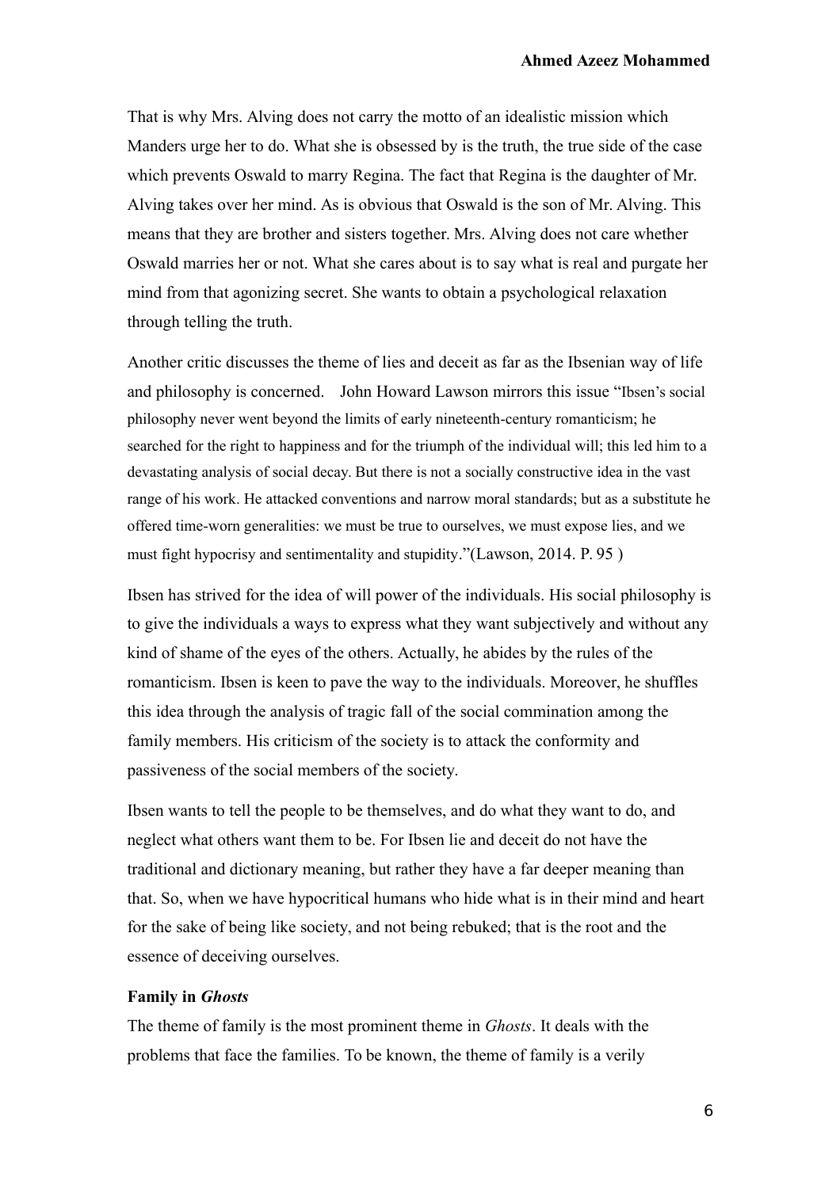That is why Mrs. Alving does not carry the motto of an idealistic mission which Manders urge her to do. What she is obsessed by is the truth, the true side of the case which prevents Oswald to marry Regina. The fact that Regina is the daughter of Mr. Alving takes over her mind. As is obvious that Oswald is the son of Mr. Alving. This means that they are brother and sisters together. Mrs. Alving does not care whether Oswald marries her or not. What she cares about is to say what is real and purgate her mind from that agonizing secret. She wants to obtain a psychological relaxation through telling the truth.

Another critic discusses the theme of lies and deceit as far as the Ibsenian way of life and philosophy is concerned. John Howard Lawson mirrors this issue "Ibsen's social philosophy never went beyond the limits of early nineteenth-century romanticism; he searched for the right to happiness and for the triumph of the individual will; this led him to a devastating analysis of social decay. But there is not a socially constructive idea in the vast range of his work. He attacked conventions and narrow moral standards; but as a substitute he offered time-worn generalities: we must be true to ourselves, we must expose lies, and we must fight hypocrisy and sentimentality and stupidity."(Lawson, 2014. P. 95 )

Ibsen has strived for the idea of will power of the individuals. His social philosophy is to give the individuals a ways to express what they want subjectively and without any kind of shame of the eyes of the others. Actually, he abides by the rules of the romanticism. Ibsen is keen to pave the way to the individuals. Moreover, he shuffles this idea through the analysis of tragic fall of the social commination among the family members. His criticism of the society is to attack the conformity and passiveness of the social members of the society.

Ibsen wants to tell the people to be themselves, and do what they want to do, and neglect what others want them to be. For Ibsen lie and deceit do not have the traditional and dictionary meaning, but rather they have a far deeper meaning than that. So, when we have hypocritical humans who hide what is in their mind and heart for the sake of being like society, and not being rebuked; that is the root and the essence of deceiving ourselves.

### Family in *Ghosts*

The theme of family is the most prominent theme in *Ghosts*. It deals with the problems that face the families. To be known, the theme of family is a verily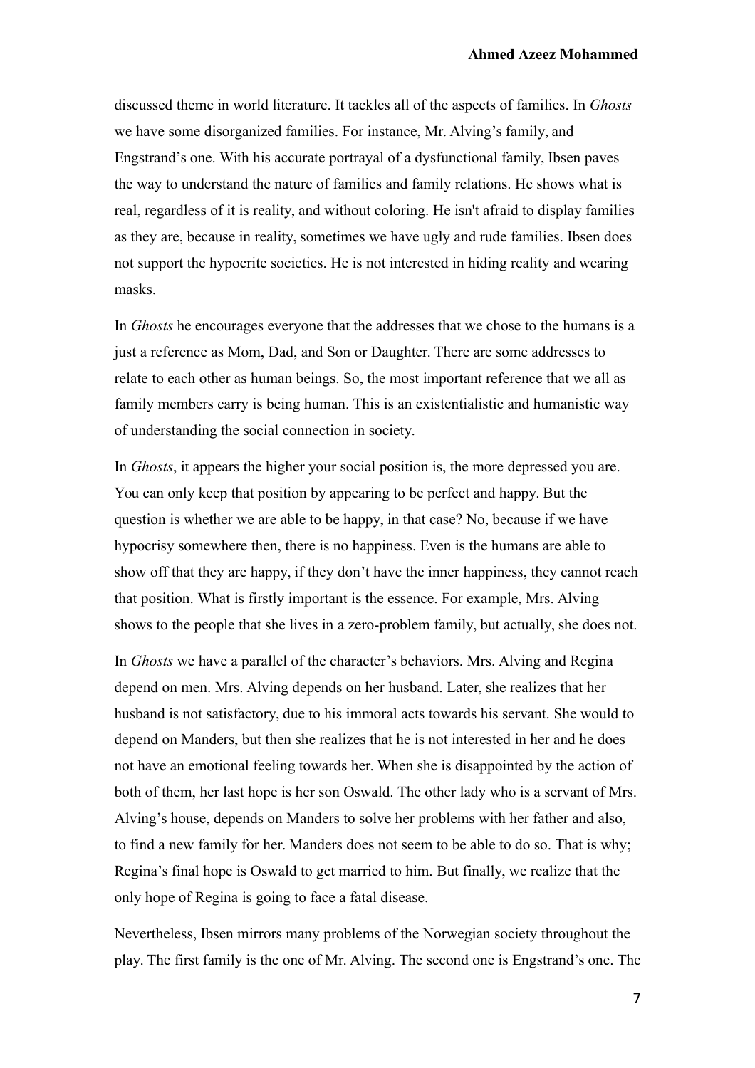discussed theme in world literature. It tackles all of the aspects of families. In *Ghosts* we have some disorganized families. For instance, Mr. Alving's family, and Engstrand's one. With his accurate portrayal of a dysfunctional family, Ibsen paves the way to understand the nature of families and family relations. He shows what is real, regardless of it is reality, and without coloring. He isn't afraid to display families as they are, because in reality, sometimes we have ugly and rude families. Ibsen does not support the hypocrite societies. He is not interested in hiding reality and wearing masks.

In *Ghosts* he encourages everyone that the addresses that we chose to the humans is a just a reference as Mom, Dad, and Son or Daughter. There are some addresses to relate to each other as human beings. So, the most important reference that we all as family members carry is being human. This is an existentialistic and humanistic way of understanding the social connection in society.

In *Ghosts*, it appears the higher your social position is, the more depressed you are. You can only keep that position by appearing to be perfect and happy. But the question is whether we are able to be happy, in that case? No, because if we have hypocrisy somewhere then, there is no happiness. Even is the humans are able to show off that they are happy, if they don't have the inner happiness, they cannot reach that position. What is firstly important is the essence. For example, Mrs. Alving shows to the people that she lives in a zero-problem family, but actually, she does not.

In *Ghosts* we have a parallel of the character's behaviors. Mrs. Alving and Regina depend on men. Mrs. Alving depends on her husband. Later, she realizes that her husband is not satisfactory, due to his immoral acts towards his servant. She would to depend on Manders, but then she realizes that he is not interested in her and he does not have an emotional feeling towards her. When she is disappointed by the action of both of them, her last hope is her son Oswald. The other lady who is a servant of Mrs. Alving's house, depends on Manders to solve her problems with her father and also, to find a new family for her. Manders does not seem to be able to do so. That is why; Regina's final hope is Oswald to get married to him. But finally, we realize that the only hope of Regina is going to face a fatal disease.

Nevertheless, Ibsen mirrors many problems of the Norwegian society throughout the play. The first family is the one of Mr. Alving. The second one is Engstrand's one. The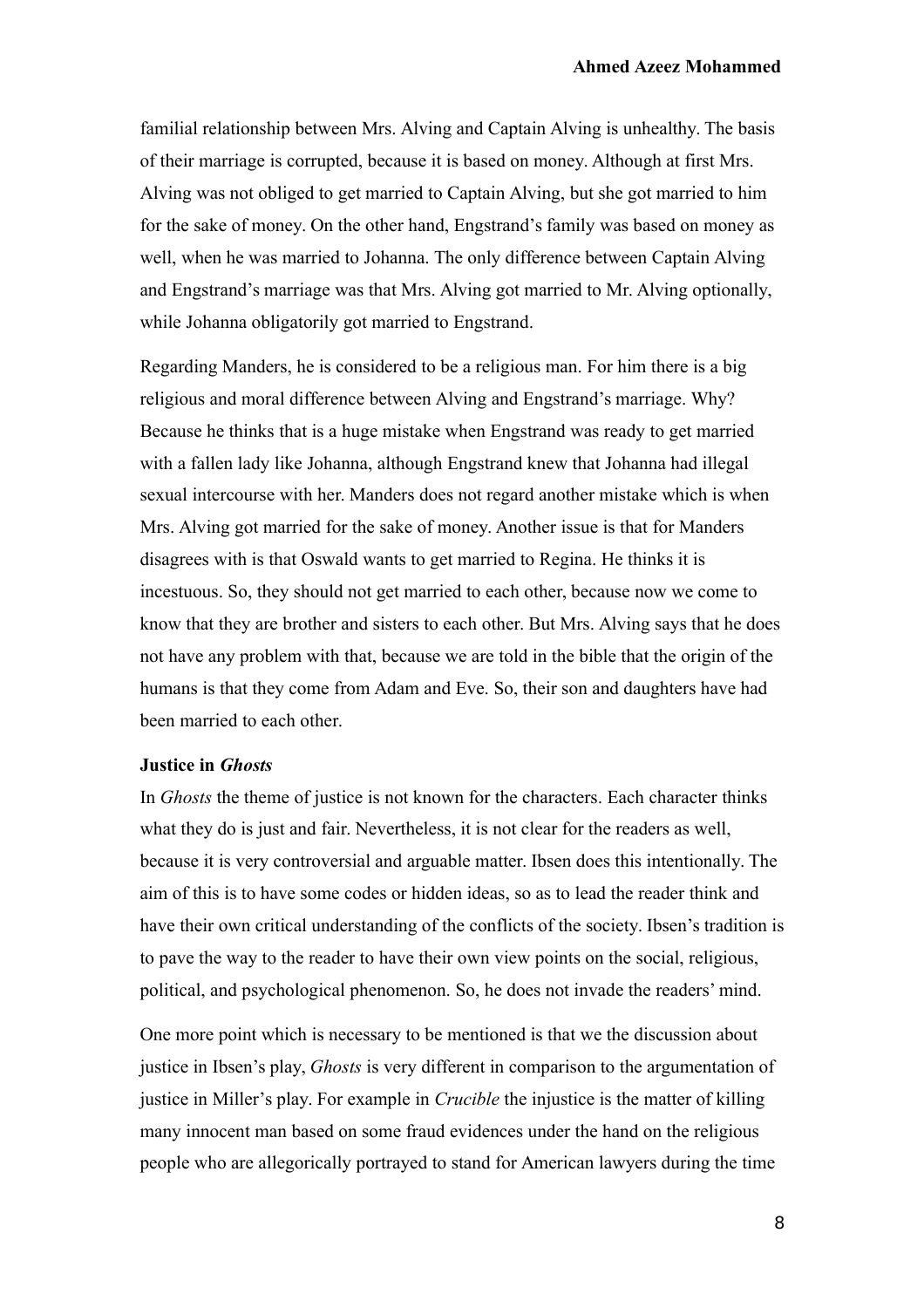familial relationship between Mrs. Alving and Captain Alving is unhealthy. The basis of their marriage is corrupted, because it is based on money. Although at first Mrs. Alving was not obliged to get married to Captain Alving, but she got married to him for the sake of money. On the other hand, Engstrand's family was based on money as well, when he was married to Johanna. The only difference between Captain Alving and Engstrand's marriage was that Mrs. Alving got married to Mr. Alving optionally, while Johanna obligatorily got married to Engstrand.

Regarding Manders, he is considered to be a religious man. For him there is a big religious and moral difference between Alving and Engstrand's marriage. Why? Because he thinks that is a huge mistake when Engstrand was ready to get married with a fallen lady like Johanna, although Engstrand knew that Johanna had illegal sexual intercourse with her. Manders does not regard another mistake which is when Mrs. Alving got married for the sake of money. Another issue is that for Manders disagrees with is that Oswald wants to get married to Regina. He thinks it is incestuous. So, they should not get married to each other, because now we come to know that they are brother and sisters to each other. But Mrs. Alving says that he does not have any problem with that, because we are told in the bible that the origin of the humans is that they come from Adam and Eve. So, their son and daughters have had been married to each other.

**Justice in *Ghosts***

In *Ghosts* the theme of justice is not known for the characters. Each character thinks what they do is just and fair. Nevertheless, it is not clear for the readers as well, because it is very controversial and arguable matter. Ibsen does this intentionally. The aim of this is to have some codes or hidden ideas, so as to lead the reader think and have their own critical understanding of the conflicts of the society. Ibsen's tradition is to pave the way to the reader to have their own view points on the social, religious, political, and psychological phenomenon. So, he does not invade the readers' mind.

One more point which is necessary to be mentioned is that we the discussion about justice in Ibsen's play, *Ghosts* is very different in comparison to the argumentation of justice in Miller's play. For example in *Crucible* the injustice is the matter of killing many innocent man based on some fraud evidences under the hand on the religious people who are allegorically portrayed to stand for American lawyers during the time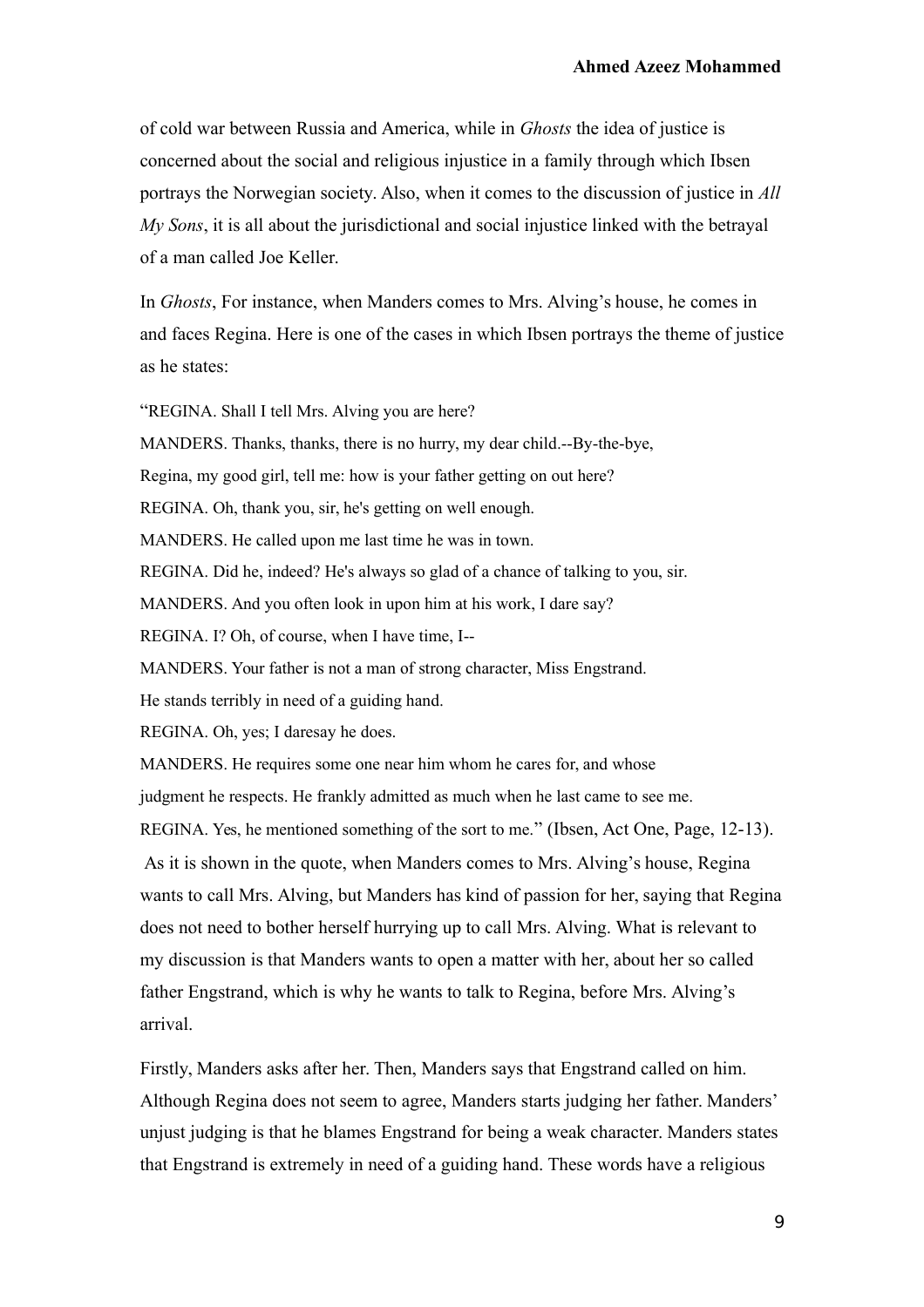of cold war between Russia and America, while in *Ghosts* the idea of justice is concerned about the social and religious injustice in a family through which Ibsen portrays the Norwegian society. Also, when it comes to the discussion of justice in *All My Sons*, it is all about the jurisdictional and social injustice linked with the betrayal of a man called Joe Keller.

In *Ghosts*, For instance, when Manders comes to Mrs. Alving's house, he comes in and faces Regina. Here is one of the cases in which Ibsen portrays the theme of justice as he states:

"REGINA. Shall I tell Mrs. Alving you are here?

MANDERS. Thanks, thanks, there is no hurry, my dear child.--By-the-bye, Regina, my good girl, tell me: how is your father getting on out here?

REGINA. Oh, thank you, sir, he's getting on well enough.

MANDERS. He called upon me last time he was in town.

REGINA. Did he, indeed? He's always so glad of a chance of talking to you, sir.

MANDERS. And you often look in upon him at his work, I dare say?

REGINA. I? Oh, of course, when I have time, I--

MANDERS. Your father is not a man of strong character, Miss Engstrand. He stands terribly in need of a guiding hand.

REGINA. Oh, yes; I daresay he does.

MANDERS. He requires some one near him whom he cares for, and whose judgment he respects. He frankly admitted as much when he last came to see me.

REGINA. Yes, he mentioned something of the sort to me." (Ibsen, Act One, Page, 12-13).

As it is shown in the quote, when Manders comes to Mrs. Alving's house, Regina wants to call Mrs. Alving, but Manders has kind of passion for her, saying that Regina does not need to bother herself hurrying up to call Mrs. Alving. What is relevant to my discussion is that Manders wants to open a matter with her, about her so called father Engstrand, which is why he wants to talk to Regina, before Mrs. Alving's arrival.

Firstly, Manders asks after her. Then, Manders says that Engstrand called on him. Although Regina does not seem to agree, Manders starts judging her father. Manders' unjust judging is that he blames Engstrand for being a weak character. Manders states that Engstrand is extremely in need of a guiding hand. These words have a religious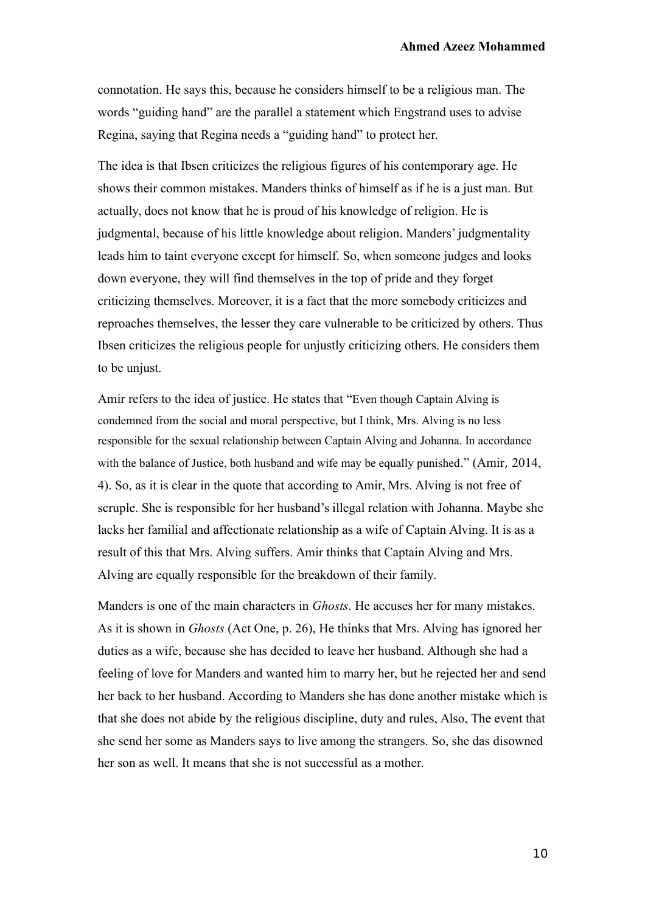connotation. He says this, because he considers himself to be a religious man. The words "guiding hand" are the parallel a statement which Engstrand uses to advise Regina, saying that Regina needs a "guiding hand" to protect her.

The idea is that Ibsen criticizes the religious figures of his contemporary age. He shows their common mistakes. Manders thinks of himself as if he is a just man. But actually, does not know that he is proud of his knowledge of religion. He is judgmental, because of his little knowledge about religion. Manders' judgmentality leads him to taint everyone except for himself. So, when someone judges and looks down everyone, they will find themselves in the top of pride and they forget criticizing themselves. Moreover, it is a fact that the more somebody criticizes and reproaches themselves, the lesser they care vulnerable to be criticized by others. Thus Ibsen criticizes the religious people for unjustly criticizing others. He considers them to be unjust.

Amir refers to the idea of justice. He states that "Even though Captain Alving is condemned from the social and moral perspective, but I think, Mrs. Alving is no less responsible for the sexual relationship between Captain Alving and Johanna. In accordance with the balance of Justice, both husband and wife may be equally punished." (Amir, 2014, 4). So, as it is clear in the quote that according to Amir, Mrs. Alving is not free of scruple. She is responsible for her husband's illegal relation with Johanna. Maybe she lacks her familial and affectionate relationship as a wife of Captain Alving. It is as a result of this that Mrs. Alving suffers. Amir thinks that Captain Alving and Mrs. Alving are equally responsible for the breakdown of their family.

Manders is one of the main characters in *Ghosts*. He accuses her for many mistakes. As it is shown in *Ghosts* (Act One, p. 26), He thinks that Mrs. Alving has ignored her duties as a wife, because she has decided to leave her husband. Although she had a feeling of love for Manders and wanted him to marry her, but he rejected her and send her back to her husband. According to Manders she has done another mistake which is that she does not abide by the religious discipline, duty and rules, Also, The event that she send her some as Manders says to live among the strangers. So, she das disowned her son as well. It means that she is not successful as a mother.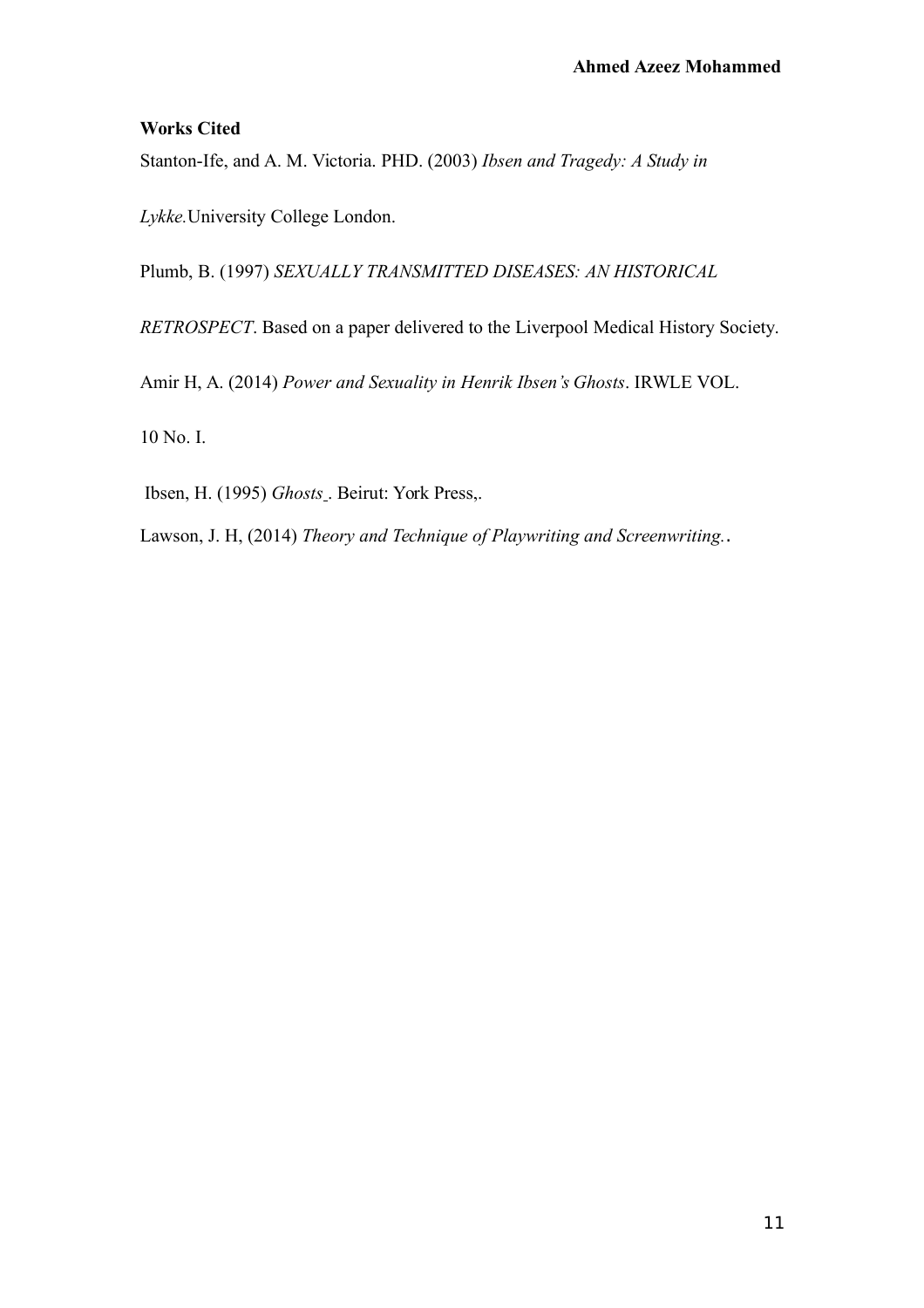**Works Cited**

Stanton-Ife, and A. M. Victoria. PHD. (2003) *Ibsen and Tragedy: A Study in Lykke.*University College London.

Plumb, B. (1997) *SEXUALLY TRANSMITTED DISEASES: AN HISTORICAL RETROSPECT*. Based on a paper delivered to the Liverpool Medical History Society.

Amir H, A. (2014) *Power and Sexuality in Henrik Ibsen's Ghosts*. IRWLE VOL. 10 No. I.

Ibsen, H. (1995) *Ghosts* . Beirut: York Press,.

Lawson, J. H, (2014) *Theory and Technique of Playwriting and Screenwriting.*.